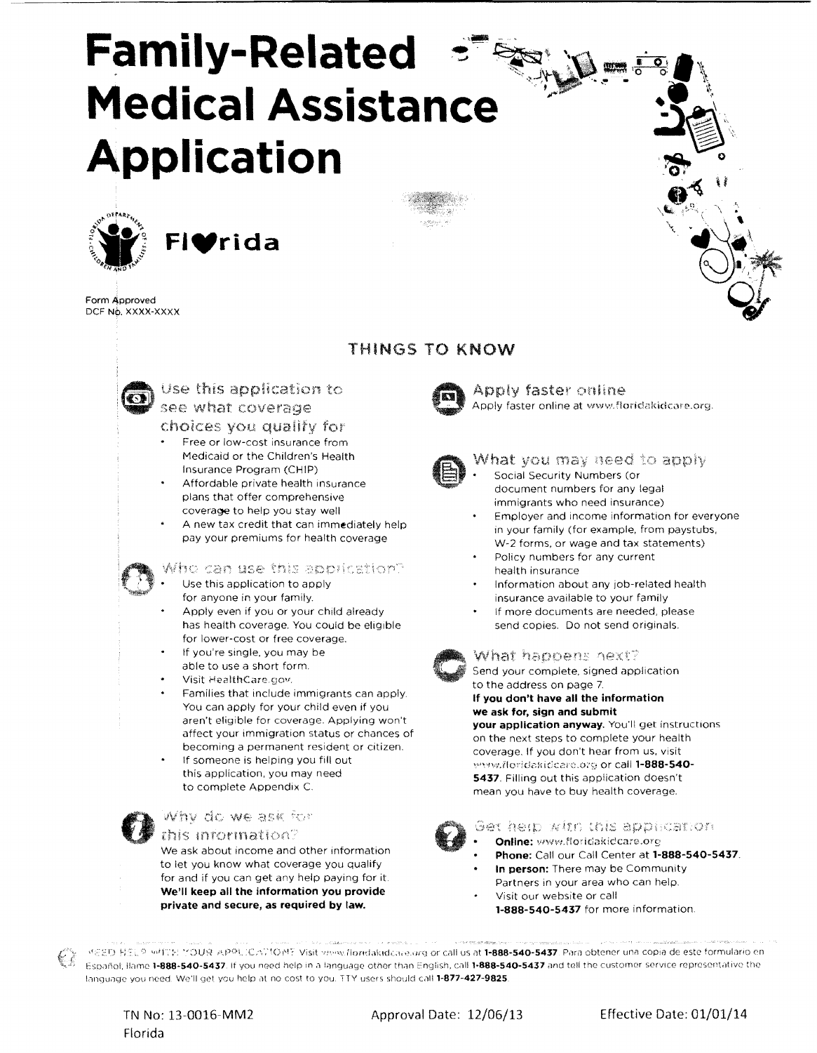# Family-Related Medical Assistance Application

Florida

Form Approved
DCF No. XXXX-XXXX

## THINGS TO KNOW

### Use this application to see what coverage choices you qualify for

- Free or low-cost insurance from Medicaid or the Children's Health Insurance Program (CHIP)
- Affordable private health insurance plans that offer comprehensive coverage to help you stay well
- A new tax credit that can immediately help pay your premiums for health coverage

### Who can use this application?

- Use this application to apply for anyone in your family.
- Apply even if you or your child already has health coverage. You could be eligible for lower-cost or free coverage.
- If you're single, you may be able to use a short form.
- Visit HealthCare.gov.
- Families that include immigrants can apply. You can apply for your child even if you aren't eligible for coverage. Applying won't affect your immigration status or chances of becoming a permanent resident or citizen.
- If someone is helping you fill out this application, you may need to complete Appendix C.

### Why do we ask for this information?

We ask about income and other information to let you know what coverage you qualify for and if you can get any help paying for it. **We'll keep all the information you provide private and secure, as required by law.**

### Apply faster online

Apply faster online at www.floridakidcare.org.

### What you may need to apply

- Social Security Numbers (or document numbers for any legal immigrants who need insurance)
- Employer and income information for everyone in your family (for example, from paystubs, W-2 forms, or wage and tax statements)
- Policy numbers for any current health insurance
- Information about any job-related health insurance available to your family
- If more documents are needed, please send copies. Do not send originals.

### What happens next?

Send your complete, signed application to the address on page 7. **If you don't have all the information we ask for, sign and submit your application anyway.** You'll get instructions on the next steps to complete your health coverage. If you don't hear from us, visit www.floridakidcare.org or call **1-888-540-5437**. Filling out this application doesn't mean you have to buy health coverage.

### Get help with this application

- **Online:** www.floridakidcare.org
- **Phone:** Call our Call Center at **1-888-540-5437**.
- **In person:** There may be Community Partners in your area who can help.
- Visit our website or call **1-888-540-5437** for more information.

NEED HELP WITH YOUR APPLICATION? Visit www.floridakidcare.org or call us at **1-888-540-5437**. Para obtener una copia de este formulario en Español, llame **1-888-540-5437**. If you need help in a language other than English, call **1-888-540-5437** and tell the customer service representative the language you need. We'll get you help at no cost to you. TTY users should call **1-877-427-9825**.

TN No: 13-0016-MM2 Florida    Approval Date: 12/06/13    Effective Date: 01/01/14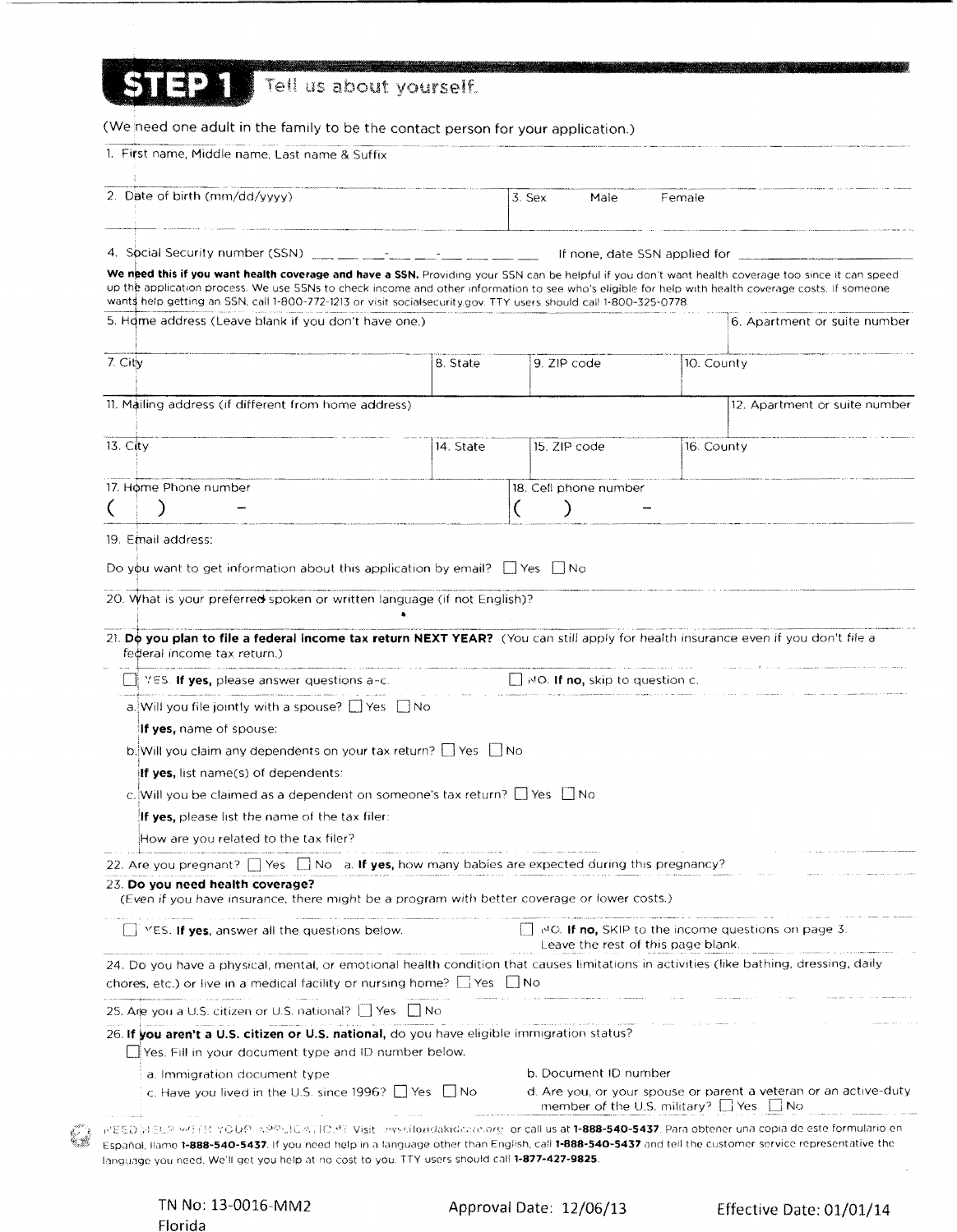## STEP 1 Tell us about yourself.

(We need one adult in the family to be the contact person for your application.)

1. First name, Middle name, Last name & Suffix

| 2. Date of birth (mm/dd/yyyy) | 3. Sex Male Female |
|---|---|

4. Social Security number (SSN) ___ ___ ___-___ ___-___ ___ ___ ___ If none, date SSN applied for ___________

**We need this if you want health coverage and have a SSN.** Providing your SSN can be helpful if you don't want health coverage too since it can speed up the application process. We use SSNs to check income and other information to see who's eligible for help with health coverage costs. If someone wants help getting an SSN, call 1-800-772-1213 or visit socialsecurity.gov. TTY users should call 1-800-325-0778.

| 5. Home address (Leave blank if you don't have one.) | | | 6. Apartment or suite number |
|---|---|---|---|
| 7. City | 8. State | 9. ZIP code | 10. County |
| 11. Mailing address (if different from home address) | | | 12. Apartment or suite number |
| 13. City | 14. State | 15. ZIP code | 16. County |
| 17. Home Phone number ( ) - | | 18. Cell phone number ( ) - | |

19. Email address:

Do you want to get information about this application by email? ☐ Yes ☐ No

20. What is your preferred spoken or written language (if not English)?

21. **Do you plan to file a federal income tax return NEXT YEAR?** (You can still apply for health insurance even if you don't file a federal income tax return.)

☐ YES. **If yes,** please answer questions a–c. ☐ NO. **If no,** skip to question c.

a. Will you file jointly with a spouse? ☐ Yes ☐ No

**If yes,** name of spouse:

b. Will you claim any dependents on your tax return? ☐ Yes ☐ No

**If yes,** list name(s) of dependents:

c. Will you be claimed as a dependent on someone's tax return? ☐ Yes ☐ No

**If yes,** please list the name of the tax filer:

How are you related to the tax filer?

22. Are you pregnant? ☐ Yes ☐ No a. **If yes,** how many babies are expected during this pregnancy?

23. **Do you need health coverage?**
(Even if you have insurance, there might be a program with better coverage or lower costs.)

☐ YES. **If yes,** answer all the questions below. ☐ NO. **If no,** SKIP to the income questions on page 3. Leave the rest of this page blank.

24. Do you have a physical, mental, or emotional health condition that causes limitations in activities (like bathing, dressing, daily chores, etc.) or live in a medical facility or nursing home? ☐ Yes ☐ No

25. Are you a U.S. citizen or U.S. national? ☐ Yes ☐ No

26. **If you aren't a U.S. citizen or U.S. national,** do you have eligible immigration status?

☐ Yes. Fill in your document type and ID number below.

a. Immigration document type

b. Document ID number

c. Have you lived in the U.S. since 1996? ☐ Yes ☐ No

d. Are you, or your spouse or parent a veteran or an active-duty member of the U.S. military? ☐ Yes ☐ No

NEED HELP WITH YOUR APPLICATION? Visit www.floridakidcare.org or call us at **1-888-540-5437**. Para obtener una copia de este formulario en Español, llame **1-888-540-5437**. If you need help in a language other than English, call **1-888-540-5437** and tell the customer service representative the language you need. We'll get you help at no cost to you. TTY users should call **1-877-427-9825**.

TN No: 13-0016-MM2 Florida Approval Date: 12/06/13 Effective Date: 01/01/14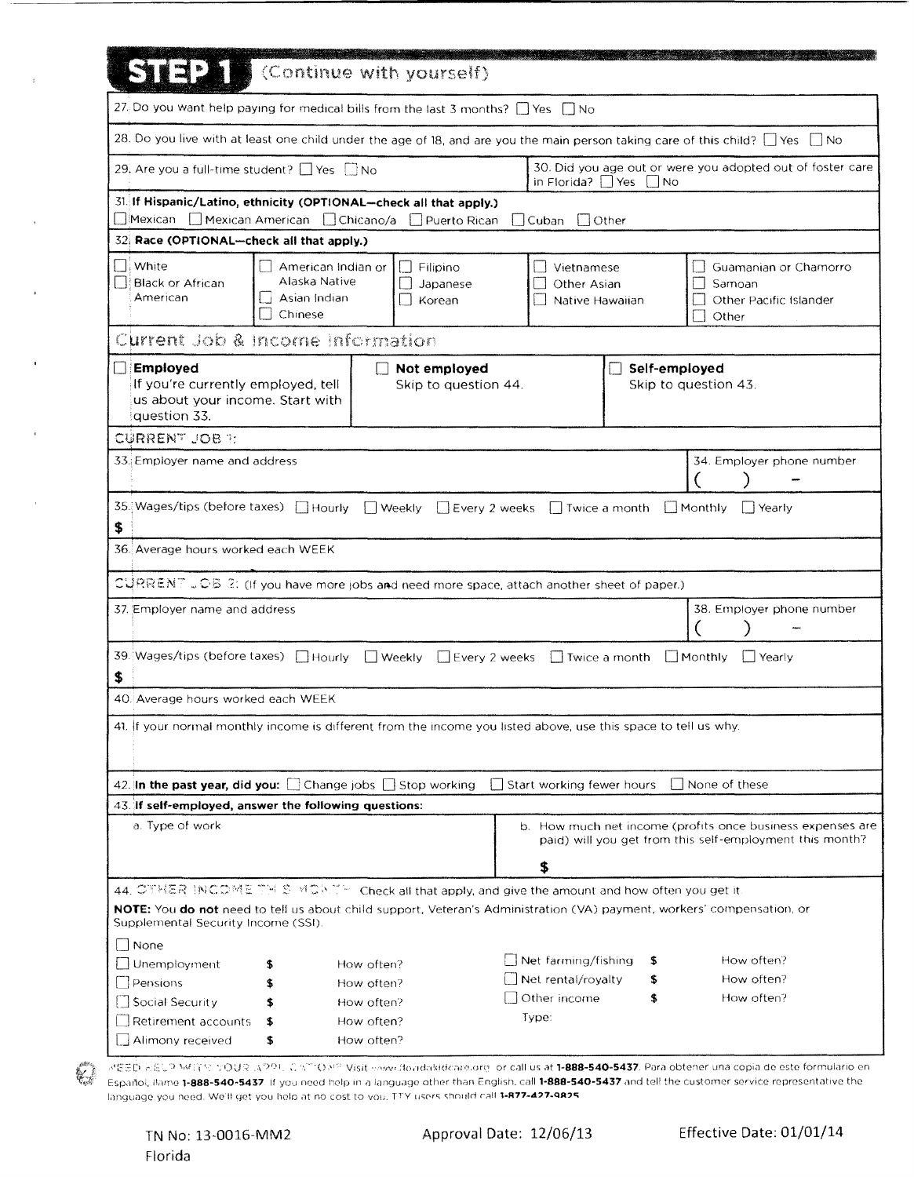# STEP 1 (Continue with yourself)

27. Do you want help paying for medical bills from the last 3 months? ☐ Yes ☐ No

28. Do you live with at least one child under the age of 18, and are you the main person taking care of this child? ☐ Yes ☐ No

29. Are you a full-time student? ☐ Yes ☐ No

30. Did you age out or were you adopted out of foster care in Florida? ☐ Yes ☐ No

31. **If Hispanic/Latino, ethnicity (OPTIONAL—check all that apply.)**
☐ Mexican ☐ Mexican American ☐ Chicano/a ☐ Puerto Rican ☐ Cuban ☐ Other

32. **Race (OPTIONAL—check all that apply.)**

| | | | | |
|---|---|---|---|---|
| ☐ White<br>☐ Black or African American | ☐ American Indian or Alaska Native<br>☐ Asian Indian<br>☐ Chinese | ☐ Filipino<br>☐ Japanese<br>☐ Korean | ☐ Vietnamese<br>☐ Other Asian<br>☐ Native Hawaiian | ☐ Guamanian or Chamorro<br>☐ Samoan<br>☐ Other Pacific Islander<br>☐ Other |

## Current Job & Income Information

| | | |
|---|---|---|
| ☐ **Employed**<br>If you're currently employed, tell us about your income. Start with question 33. | ☐ **Not employed**<br>Skip to question 44. | ☐ **Self-employed**<br>Skip to question 43. |

### CURRENT JOB 1:

33. Employer name and address

34. Employer phone number ( ) -

35. Wages/tips (before taxes) ☐ Hourly ☐ Weekly ☐ Every 2 weeks ☐ Twice a month ☐ Monthly ☐ Yearly
$

36. Average hours worked each WEEK

### CURRENT JOB 2: (If you have more jobs and need more space, attach another sheet of paper.)

37. Employer name and address

38. Employer phone number ( ) -

39. Wages/tips (before taxes) ☐ Hourly ☐ Weekly ☐ Every 2 weeks ☐ Twice a month ☐ Monthly ☐ Yearly
$

40. Average hours worked each WEEK

41. If your normal monthly income is different from the income you listed above, use this space to tell us why.

42. **In the past year, did you:** ☐ Change jobs ☐ Stop working ☐ Start working fewer hours ☐ None of these

43. **If self-employed, answer the following questions:**

a. Type of work

b. How much net income (profits once business expenses are paid) will you get from this self-employment this month?
$

44. OTHER INCOME THIS MONTH: Check all that apply, and give the amount and how often you get it.

**NOTE:** You **do not** need to tell us about child support, Veteran's Administration (VA) payment, workers' compensation, or Supplemental Security Income (SSI).

☐ None

| | | | | | |
|---|---|---|---|---|---|
| ☐ Unemployment | $ | How often? | ☐ Net farming/fishing | $ | How often? |
| ☐ Pensions | $ | How often? | ☐ Net rental/royalty | $ | How often? |
| ☐ Social Security | $ | How often? | ☐ Other income | $ | How often? |
| ☐ Retirement accounts | $ | How often? | Type: | | |
| ☐ Alimony received | $ | How often? | | | |

NEED HELP WITH YOUR APPLICATION? Visit www.floridakidcare.org or call us at **1-888-540-5437**. Para obtener una copia de este formulario en Español, llame **1-888-540-5437**. If you need help in a language other than English, call **1-888-540-5437** and tell the customer service representative the language you need. We'll get you help at no cost to you. TTY users should call **1-877-427-9825**.

TN No: 13-0016-MM2 Approval Date: 12/06/13 Effective Date: 01/01/14
Florida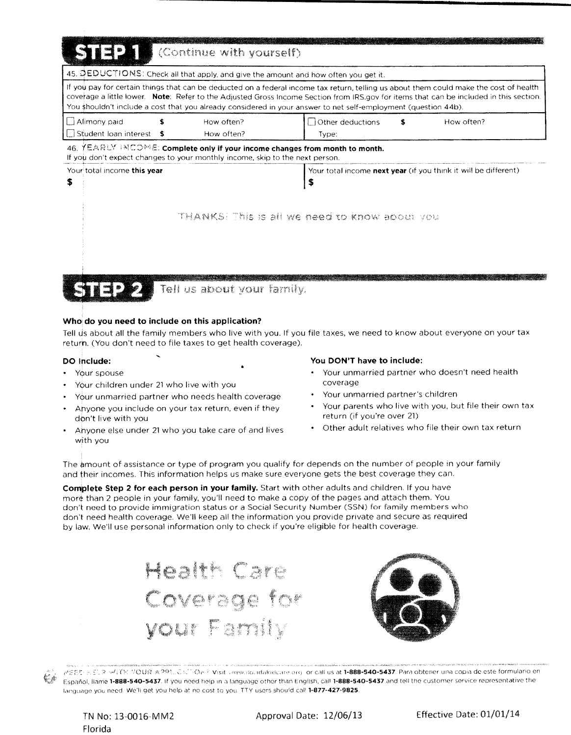## STEP 1 (Continue with yourself)

**45. DEDUCTIONS:** Check all that apply, and give the amount and how often you get it.

If you pay for certain things that can be deducted on a federal income tax return, telling us about them could make the cost of health coverage a little lower. **Note:** Refer to the Adjusted Gross Income Section from IRS.gov for items that can be included in this section. You shouldn't include a cost that you already considered in your answer to net self-employment (question 44b).

| | | | | | |
|---|---|---|---|---|---|
| ☐ Alimony paid | $ | How often? | ☐ Other deductions | $ | How often? |
| ☐ Student loan interest | $ | How often? | Type: | | |

**46. YEARLY INCOME: Complete only if your income changes from month to month.**
If you don't expect changes to your monthly income, skip to the next person.

| Your total income **this year** | Your total income **next year** (if you think it will be different) |
|---|---|
| $ | $ |

THANKS! This is all we need to know about you.

## STEP 2 Tell us about your family.

### Who do you need to include on this application?

Tell us about all the family members who live with you. If you file taxes, we need to know about everyone on your tax return. (You don't need to file taxes to get health coverage).

**DO Include:**

- Your spouse
- Your children under 21 who live with you
- Your unmarried partner who needs health coverage
- Anyone you include on your tax return, even if they don't live with you
- Anyone else under 21 who you take care of and lives with you

**You DON'T have to include:**

- Your unmarried partner who doesn't need health coverage
- Your unmarried partner's children
- Your parents who live with you, but file their own tax return (if you're over 21)
- Other adult relatives who file their own tax return

The amount of assistance or type of program you qualify for depends on the number of people in your family and their incomes. This information helps us make sure everyone gets the best coverage they can.

**Complete Step 2 for each person in your family.** Start with other adults and children. If you have more than 2 people in your family, you'll need to make a copy of the pages and attach them. You don't need to provide immigration status or a Social Security Number (SSN) for family members who don't need health coverage. We'll keep all the information you provide private and secure as required by law. We'll use personal information only to check if you're eligible for health coverage.

Health Care Coverage for your Family

NEED HELP WITH YOUR APPLICATION? Visit www.floridakidcare.org or call us at **1-888-540-5437**. Para obtener una copia de este formulario en Español, llame **1-888-540-5437**. If you need help in a language other than English, call **1-888-540-5437** and tell the customer service representative the language you need. We'll get you help at no cost to you. TTY users should call **1-877-427-9825**.

TN No: 13-0016-MM2 Florida | Approval Date: 12/06/13 | Effective Date: 01/01/14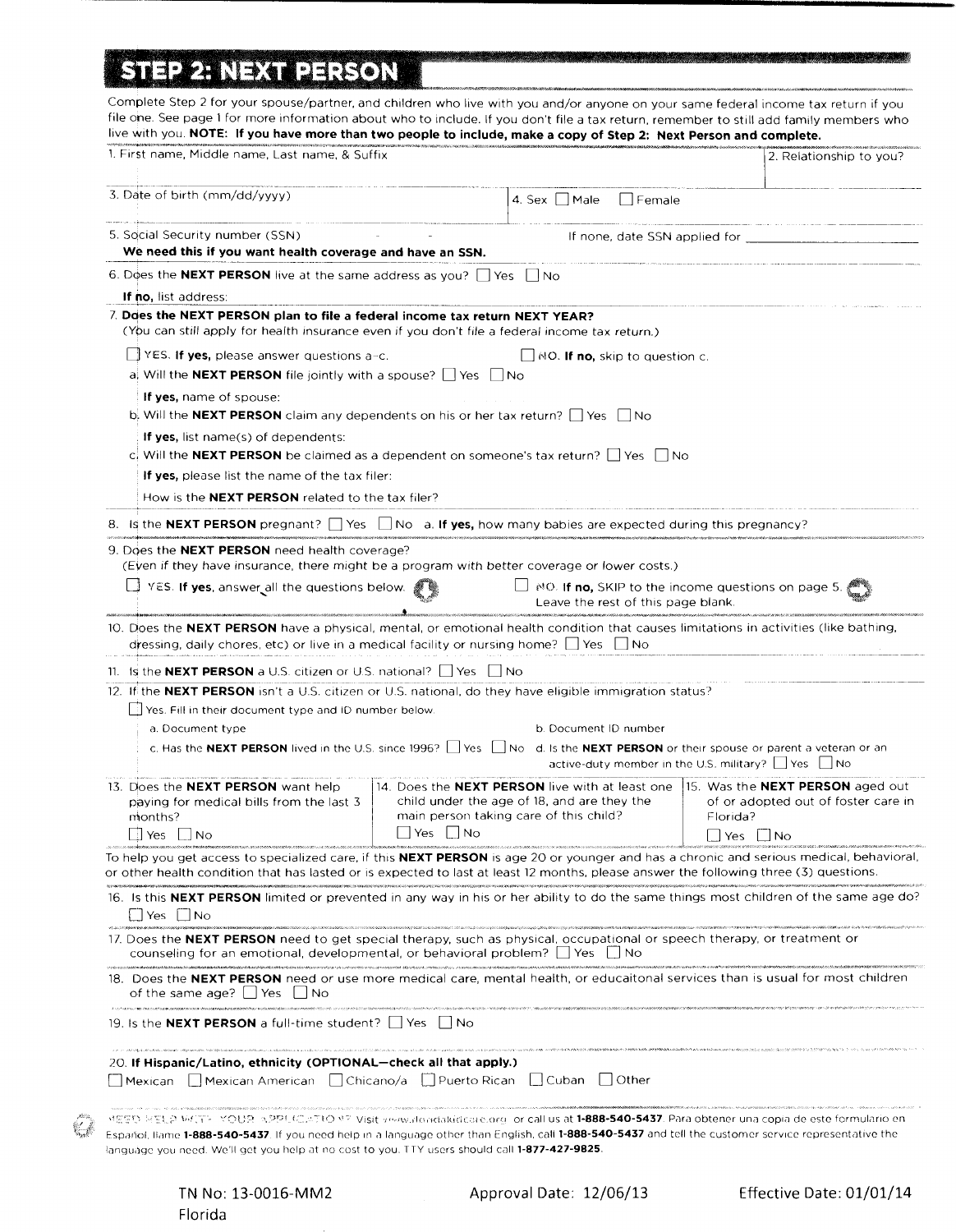## STEP 2: NEXT PERSON

Complete Step 2 for your spouse/partner, and children who live with you and/or anyone on your same federal income tax return if you file one. See page 1 for more information about who to include. If you don't file a tax return, remember to still add family members who live with you. **NOTE: If you have more than two people to include, make a copy of Step 2: Next Person and complete.**

1. First name, Middle name, Last name, & Suffix

2. Relationship to you?

3. Date of birth (mm/dd/yyyy)

4. Sex ☐ Male ☐ Female

5. Social Security number (SSN) - -
**We need this if you want health coverage and have an SSN.**
If none, date SSN applied for ____________________

6. Does the **NEXT PERSON** live at the same address as you? ☐ Yes ☐ No
**If no,** list address:

7. **Does the NEXT PERSON plan to file a federal income tax return NEXT YEAR?**
(You can still apply for health insurance even if you don't file a federal income tax return.)

☐ YES. **If yes,** please answer questions a-c. ☐ NO. **If no,** skip to question c.

a. Will the **NEXT PERSON** file jointly with a spouse? ☐ Yes ☐ No
**If yes,** name of spouse:

b. Will the **NEXT PERSON** claim any dependents on his or her tax return? ☐ Yes ☐ No
**If yes,** list name(s) of dependents:

c. Will the **NEXT PERSON** be claimed as a dependent on someone's tax return? ☐ Yes ☐ No
**If yes,** please list the name of the tax filer:
How is the **NEXT PERSON** related to the tax filer?

8. Is the **NEXT PERSON** pregnant? ☐ Yes ☐ No a. **If yes,** how many babies are expected during this pregnancy?

9. Does the **NEXT PERSON** need health coverage?
(Even if they have insurance, there might be a program with better coverage or lower costs.)

☐ YES. **If yes,** answer all the questions below. ☐ NO. **If no,** SKIP to the income questions on page 5. Leave the rest of this page blank.

10. Does the **NEXT PERSON** have a physical, mental, or emotional health condition that causes limitations in activities (like bathing, dressing, daily chores, etc) or live in a medical facility or nursing home? ☐ Yes ☐ No

11. Is the **NEXT PERSON** a U.S. citizen or U.S. national? ☐ Yes ☐ No

12. If the **NEXT PERSON** isn't a U.S. citizen or U.S. national, do they have eligible immigration status?
☐ Yes. Fill in their document type and ID number below.
a. Document type
b. Document ID number
c. Has the **NEXT PERSON** lived in the U.S. since 1996? ☐ Yes ☐ No
d. Is the **NEXT PERSON** or their spouse or parent a veteran or an active-duty member in the U.S. military? ☐ Yes ☐ No

13. Does the **NEXT PERSON** want help paying for medical bills from the last 3 months? ☐ Yes ☐ No

14. Does the **NEXT PERSON** live with at least one child under the age of 18, and are they the main person taking care of this child? ☐ Yes ☐ No

15. Was the **NEXT PERSON** aged out of or adopted out of foster care in Florida? ☐ Yes ☐ No

To help you get access to specialized care, if this **NEXT PERSON** is age 20 or younger and has a chronic and serious medical, behavioral, or other health condition that has lasted or is expected to last at least 12 months, please answer the following three (3) questions.

16. Is this **NEXT PERSON** limited or prevented in any way in his or her ability to do the same things most children of the same age do? ☐ Yes ☐ No

17. Does the **NEXT PERSON** need to get special therapy, such as physical, occupational or speech therapy, or treatment or counseling for an emotional, developmental, or behavioral problem? ☐ Yes ☐ No

18. Does the **NEXT PERSON** need or use more medical care, mental health, or educaitonal services than is usual for most children of the same age? ☐ Yes ☐ No

19. Is the **NEXT PERSON** a full-time student? ☐ Yes ☐ No

20. **If Hispanic/Latino, ethnicity (OPTIONAL—check all that apply.)**
☐ Mexican ☐ Mexican American ☐ Chicano/a ☐ Puerto Rican ☐ Cuban ☐ Other

NEED HELP WITH YOUR APPLICATION? Visit www.floridakidcare.org or call us at **1-888-540-5437**. Para obtener una copia de este formulario en Español, llame **1-888-540-5437**. If you need help in a language other than English, call **1-888-540-5437** and tell the customer service representative the language you need. We'll get you help at no cost to you. TTY users should call **1-877-427-9825**.

TN No: 13-0016-MM2 Florida    Approval Date: 12/06/13    Effective Date: 01/01/14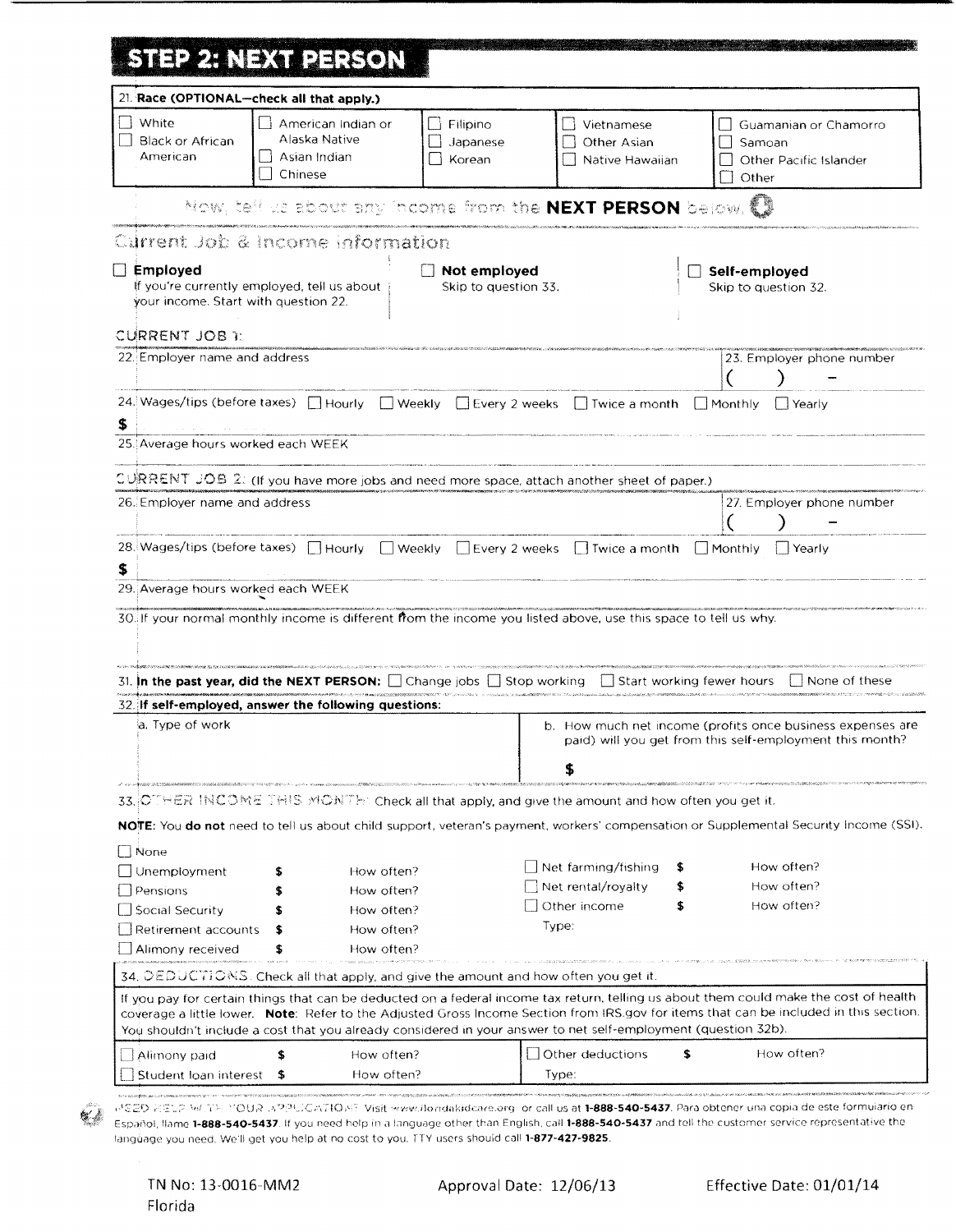## STEP 2: NEXT PERSON

21. **Race (OPTIONAL—check all that apply.)**

| | | | | |
|---|---|---|---|---|
| ☐ White | ☐ American Indian or Alaska Native | ☐ Filipino | ☐ Vietnamese | ☐ Guamanian or Chamorro |
| ☐ Black or African American | ☐ Asian Indian | ☐ Japanese | ☐ Other Asian | ☐ Samoan |
| | ☐ Chinese | ☐ Korean | ☐ Native Hawaiian | ☐ Other Pacific Islander |
| | | | | ☐ Other |

Now, tell us about any income from the **NEXT PERSON** below.

### Current Job & Income information

☐ **Employed**
If you're currently employed, tell us about your income. Start with question 22.

☐ **Not employed**
Skip to question 33.

☐ **Self-employed**
Skip to question 32.

**CURRENT JOB 1:**

22. Employer name and address

23. Employer phone number ( ) -

24. Wages/tips (before taxes) ☐ Hourly ☐ Weekly ☐ Every 2 weeks ☐ Twice a month ☐ Monthly ☐ Yearly

$

25. Average hours worked each WEEK

**CURRENT JOB 2:** (If you have more jobs and need more space, attach another sheet of paper.)

26. Employer name and address

27. Employer phone number ( ) -

28. Wages/tips (before taxes) ☐ Hourly ☐ Weekly ☐ Every 2 weeks ☐ Twice a month ☐ Monthly ☐ Yearly

$

29. Average hours worked each WEEK

30. If your normal monthly income is different from the income you listed above, use this space to tell us why.

31. **In the past year, did the NEXT PERSON:** ☐ Change jobs ☐ Stop working ☐ Start working fewer hours ☐ None of these

32. **If self-employed, answer the following questions:**

a. Type of work

b. How much net income (profits once business expenses are paid) will you get from this self-employment this month?

$

33. **OTHER INCOME THIS MONTH:** Check all that apply, and give the amount and how often you get it.

**NOTE:** You **do not** need to tell us about child support, veteran's payment, workers' compensation or Supplemental Security Income (SSI).

☐ None

| | | | | | |
|---|---|---|---|---|---|
| ☐ Unemployment | $ | How often? | ☐ Net farming/fishing | $ | How often? |
| ☐ Pensions | $ | How often? | ☐ Net rental/royalty | $ | How often? |
| ☐ Social Security | $ | How often? | ☐ Other income | $ | How often? |
| ☐ Retirement accounts | $ | How often? | Type: | | |
| ☐ Alimony received | $ | How often? | | | |

34. **DEDUCTIONS:** Check all that apply, and give the amount and how often you get it.

If you pay for certain things that can be deducted on a federal income tax return, telling us about them could make the cost of health coverage a little lower. **Note:** Refer to the Adjusted Gross Income Section from IRS.gov for items that can be included in this section. You shouldn't include a cost that you already considered in your answer to net self-employment (question 32b).

| | | | | | |
|---|---|---|---|---|---|
| ☐ Alimony paid | $ | How often? | ☐ Other deductions | $ | How often? |
| ☐ Student loan interest | $ | How often? | Type: | | |

**NEED HELP WITH YOUR APPLICATION?** Visit www.floridakidcare.org or call us at **1-888-540-5437**. Para obtener una copia de este formulario en Español, llame **1-888-540-5437**. If you need help in a language other than English, call **1-888-540-5437** and tell the customer service representative the language you need. We'll get you help at no cost to you. TTY users should call **1-877-427-9825**.

TN No: 13-0016-MM2 Approval Date: 12/06/13 Effective Date: 01/01/14
Florida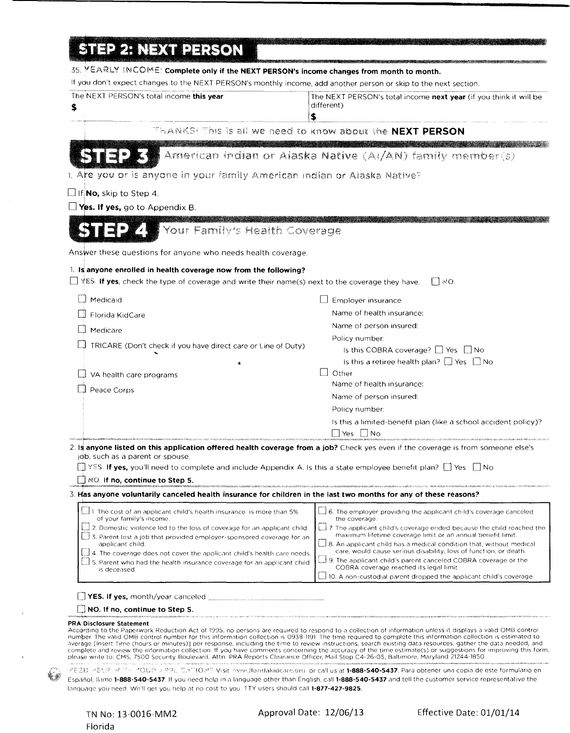## STEP 2: NEXT PERSON

35. YEARLY INCOME: **Complete only if the NEXT PERSON's income changes from month to month.**

If you don't expect changes to the NEXT PERSON's monthly income, add another person or skip to the next section.

| The NEXT PERSON's total income **this year** | The NEXT PERSON's total income **next year** (if you think it will be different) |
|---|---|
| $ | $ |

THANKS! This is all we need to know about the **NEXT PERSON**

## STEP 3 American Indian or Alaska Native (AI/AN) family member(s)

1. Are you or is anyone in your family American Indian or Alaska Native?

☐ If **No,** skip to Step 4.

☐ **Yes. If yes,** go to Appendix B.

## STEP 4 Your Family's Health Coverage

Answer these questions for anyone who needs health coverage.

1. **Is anyone enrolled in health coverage now from the following?**

☐ YES. **If yes,** check the type of coverage and write their name(s) next to the coverage they have. ☐ NO.

- ☐ Medicaid
- ☐ Florida KidCare
- ☐ Medicare
- ☐ TRICARE (Don't check if you have direct care or Line of Duty)
- ☐ VA health care programs
- ☐ Peace Corps
- ☐ Employer insurance
  - Name of health insurance:
  - Name of person insured:
  - Policy number:
  - Is this COBRA coverage? ☐ Yes ☐ No
  - Is this a retiree health plan? ☐ Yes ☐ No
- ☐ Other
  - Name of health insurance:
  - Name of person insured:
  - Policy number:
  - Is this a limited-benefit plan (like a school accident policy)? ☐ Yes ☐ No

2. **Is anyone listed on this application offered health coverage from a job?** Check yes even if the coverage is from someone else's job, such as a parent or spouse.

☐ YES. **If yes,** you'll need to complete and include Appendix A. Is this a state employee benefit plan? ☐ Yes ☐ No

☐ NO. **If no, continue to Step 5.**

3. **Has anyone voluntarily canceled health insurance for children in the last two months for any of these reasons?**

- ☐ 1. The cost of an applicant child's health insurance is more than 5% of your family's income.
- ☐ 2. Domestic violence led to the loss of coverage for an applicant child.
- ☐ 3. Parent lost a job that provided employer-sponsored coverage for an applicant child.
- ☐ 4. The coverage does not cover the applicant child's health care needs.
- ☐ 5. Parent who had the health insurance coverage for an applicant child is deceased.
- ☐ 6. The employer providing the applicant child's coverage canceled the coverage.
- ☐ 7. The applicant child's coverage ended because the child reached the maximum lifetime coverage limit or an annual benefit limit.
- ☐ 8. An applicant child has a medical condition that, without medical care, would cause serious disability, loss of function, or death.
- ☐ 9. The applicant child's parent canceled COBRA coverage or the COBRA coverage reached its legal limit.
- ☐ 10. A non-custodial parent dropped the applicant child's coverage.

☐ **YES. If yes,** month/year canceled \_\_\_\_\_\_\_\_\_\_\_\_\_\_\_\_

☐ **NO. If no, continue to Step 5.**

**PRA Disclosure Statement**

According to the Paperwork Reduction Act of 1995, no persons are required to respond to a collection of information unless it displays a valid OMB control number. The valid OMB control number for this information collection is 0938-1191. The time required to complete this information collection is estimated to average [Insert Time (hours or minutes)] per response, including the time to review instructions, search existing data resources, gather the data needed, and complete and review the information collection. If you have comments concerning the accuracy of the time estimate(s) or suggestions for improving this form, please write to: CMS, 7500 Security Boulevard, Attn: PRA Reports Clearance Officer, Mail Stop C4-26-05, Baltimore, Maryland 21244-1850.

NEED HELP WITH YOUR APPLICATION? Visit www.floridakidcare.org or call us at **1-888-540-5437**. Para obtener una copia de este formulario en Español, llame **1-888-540-5437**. If you need help in a language other than English, call **1-888-540-5437** and tell the customer service representative the language you need. We'll get you help at no cost to you. TTY users should call **1-877-427-9825**.

TN No: 13-0016-MM2 Approval Date: 12/06/13 Effective Date: 01/01/14
Florida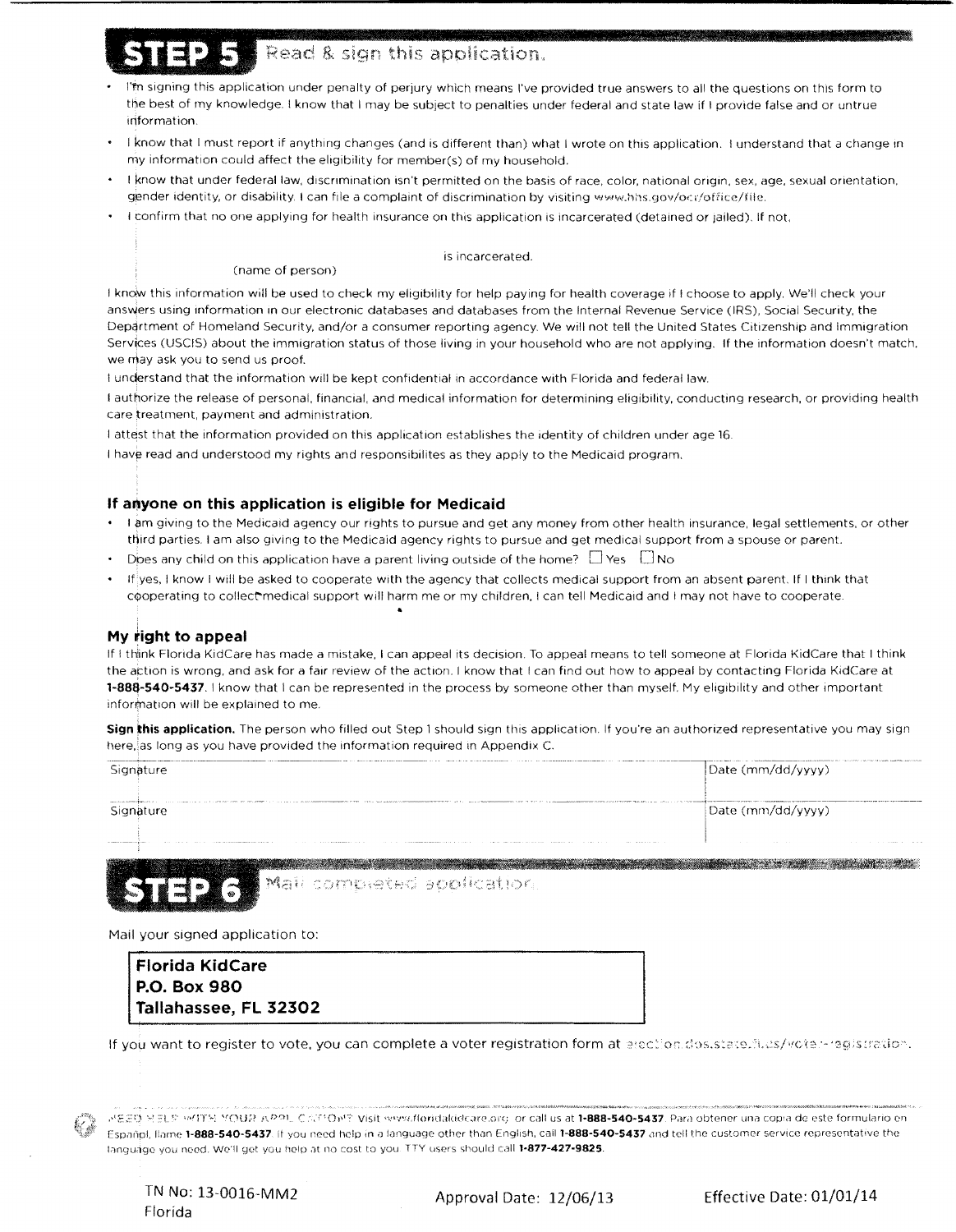## STEP 5 Read & sign this application.

- I'm signing this application under penalty of perjury which means I've provided true answers to all the questions on this form to the best of my knowledge. I know that I may be subject to penalties under federal and state law if I provide false and or untrue information.
- I know that I must report if anything changes (and is different than) what I wrote on this application. I understand that a change in my information could affect the eligibility for member(s) of my household.
- I know that under federal law, discrimination isn't permitted on the basis of race, color, national origin, sex, age, sexual orientation, gender identity, or disability. I can file a complaint of discrimination by visiting www.hhs.gov/ocr/office/file.
- I confirm that no one applying for health insurance on this application is incarcerated (detained or jailed). If not, \_\_\_\_\_\_\_\_\_\_\_\_\_\_\_\_ is incarcerated.
  (name of person)

I know this information will be used to check my eligibility for help paying for health coverage if I choose to apply. We'll check your answers using information in our electronic databases and databases from the Internal Revenue Service (IRS), Social Security, the Department of Homeland Security, and/or a consumer reporting agency. We will not tell the United States Citizenship and Immigration Services (USCIS) about the immigration status of those living in your household who are not applying. If the information doesn't match, we may ask you to send us proof.

I understand that the information will be kept confidential in accordance with Florida and federal law.

I authorize the release of personal, financial, and medical information for determining eligibility, conducting research, or providing health care treatment, payment and administration.

I attest that the information provided on this application establishes the identity of children under age 16.

I have read and understood my rights and responsibilites as they apply to the Medicaid program.

### If anyone on this application is eligible for Medicaid

- I am giving to the Medicaid agency our rights to pursue and get any money from other health insurance, legal settlements, or other third parties. I am also giving to the Medicaid agency rights to pursue and get medical support from a spouse or parent.
- Does any child on this application have a parent living outside of the home? ☐ Yes ☐ No
- If yes, I know I will be asked to cooperate with the agency that collects medical support from an absent parent. If I think that cooperating to collect medical support will harm me or my children, I can tell Medicaid and I may not have to cooperate.

### My right to appeal

If I think Florida KidCare has made a mistake, I can appeal its decision. To appeal means to tell someone at Florida KidCare that I think the action is wrong, and ask for a fair review of the action. I know that I can find out how to appeal by contacting Florida KidCare at **1-888-540-5437**. I know that I can be represented in the process by someone other than myself. My eligibility and other important information will be explained to me.

**Sign this application.** The person who filled out Step 1 should sign this application. If you're an authorized representative you may sign here, as long as you have provided the information required in Appendix C.

| Signature | Date (mm/dd/yyyy) |
|---|---|
| Signature | Date (mm/dd/yyyy) |

## STEP 6 Mail completed application.

Mail your signed application to:

**Florida KidCare**
**P.O. Box 980**
**Tallahassee, FL 32302**

If you want to register to vote, you can complete a voter registration form at election.dos.state.fl.us/voter-registration.

NEED HELP WITH YOUR APPLICATION? Visit www.floridakidcare.org or call us at **1-888-540-5437**. Para obtener una copia de este formulario en Español, llame **1-888-540-5437**. If you need help in a language other than English, call **1-888-540-5437** and tell the customer service representative the language you need. We'll get you help at no cost to you. TTY users should call **1-877-427-9825**.

TN No: 13-0016-MM2
Florida

Approval Date: 12/06/13

Effective Date: 01/01/14